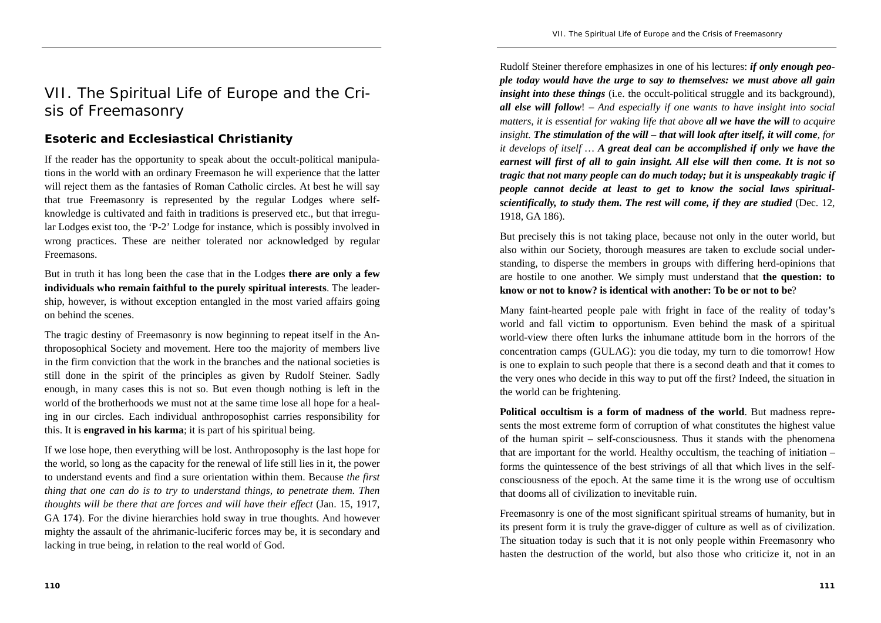# VII. The Spiritual Life of Europe and the Crisis of Freemasonry

## Esoteric and Ecclesiastical Christianity

If the reader has the opportunity to speak about the occult-political manipulations in the world with an ordinary Freemason he will experience that the latter will reject them as the fantasies of Roman Catholic circles. At best he will say that true Freemasonry is represented by the regular Lodges where self-knowledge is cultivated and faith in traditions is preserved etc., but that irregular Lodges exist too, the 'P-2' Lodge for instance, which is possibly involved in wrong practices. These are neither tolerated nor acknowledged by regular Freemasons.

But in truth it has long been the case that in the Lodges **there are only a few individuals who remain faithful to the purely spiritual interests**. The leadership, however, is without exception entangled in the most varied affairs going on behind the scenes.

The tragic destiny of Freemasonry is now beginning to repeat itself in the Anthroposophical Society and movement. Here too the majority of members live in the firm conviction that the work in the branches and the national societies is still done in the spirit of the principles as given by Rudolf Steiner. Sadly enough, in many cases this is not so. But even though nothing is left in the world of the brotherhoods we must not at the same time lose all hope for a healing in our circles. Each individual anthroposophist carries responsibility for this. It is **engraved in his karma**; it is part of his spiritual being.

If we lose hope, then everything will be lost. Anthroposophy is the last hope for the world, so long as the capacity for the renewal of life still lies in it, the power to understand events and find a sure orientation within them. Because *the first thing that one can do is to try to understand things, to penetrate them. Then thoughts will be there that are forces and will have their effect* (Jan. 15, 1917, GA 174). For the divine hierarchies hold sway in true thoughts. And however mighty the assault of the ahrimanic-luciferic forces may be, it is secondary and lacking in true being, in relation to the real world of God.

Rudolf Steiner therefore emphasizes in one of his lectures: ***if only enough people today would have the urge to say to themselves: we must above all gain insight into these things*** (i.e. the occult-political struggle and its background), ***all else will follow***! – *And especially if one wants to have insight into social matters, it is essential for waking life that above* ***all we have the will*** *to acquire insight.* ***The stimulation of the will – that will look after itself, it will come****, for it develops of itself …* ***A great deal can be accomplished if only we have the earnest will first of all to gain insight. All else will then come. It is not so tragic that not many people can do much today; but it is unspeakably tragic if people cannot decide at least to get to know the social laws spiritual-scientifically, to study them. The rest will come, if they are studied*** (Dec. 12, 1918, GA 186).

But precisely this is not taking place, because not only in the outer world, but also within our Society, thorough measures are taken to exclude social understanding, to disperse the members in groups with differing herd-opinions that are hostile to one another. We simply must understand that **the question: to know or not to know? is identical with another: To be or not to be**?

Many faint-hearted people pale with fright in face of the reality of today's world and fall victim to opportunism. Even behind the mask of a spiritual world-view there often lurks the inhumane attitude born in the horrors of the concentration camps (GULAG): you die today, my turn to die tomorrow! How is one to explain to such people that there is a second death and that it comes to the very ones who decide in this way to put off the first? Indeed, the situation in the world can be frightening.

**Political occultism is a form of madness of the world**. But madness represents the most extreme form of corruption of what constitutes the highest value of the human spirit – self-consciousness. Thus it stands with the phenomena that are important for the world. Healthy occultism, the teaching of initiation – forms the quintessence of the best strivings of all that which lives in the self-consciousness of the epoch. At the same time it is the wrong use of occultism that dooms all of civilization to inevitable ruin.

Freemasonry is one of the most significant spiritual streams of humanity, but in its present form it is truly the grave-digger of culture as well as of civilization. The situation today is such that it is not only people within Freemasonry who hasten the destruction of the world, but also those who criticize it, not in an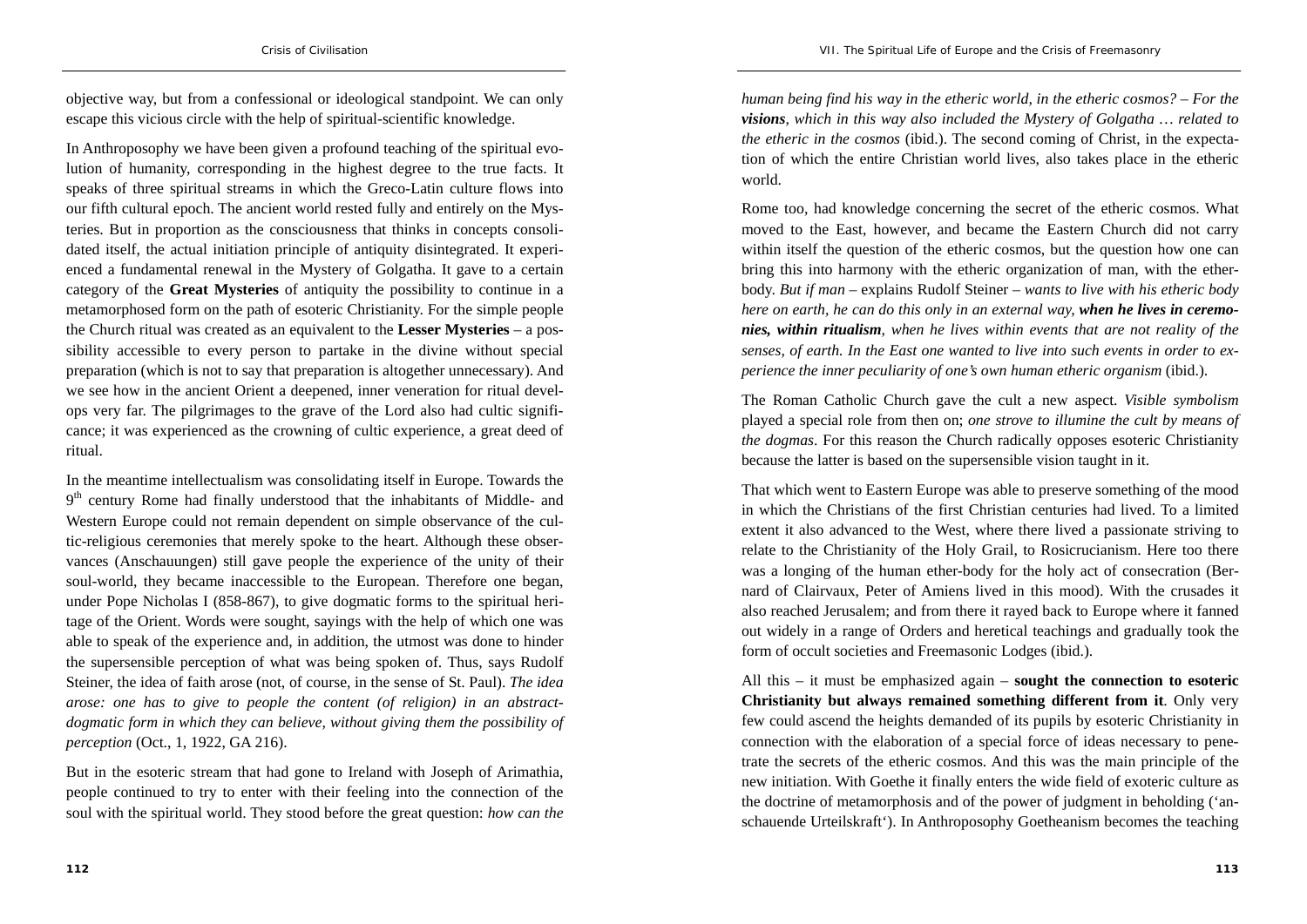objective way, but from a confessional or ideological standpoint. We can only escape this vicious circle with the help of spiritual-scientific knowledge.

In Anthroposophy we have been given a profound teaching of the spiritual evolution of humanity, corresponding in the highest degree to the true facts. It speaks of three spiritual streams in which the Greco-Latin culture flows into our fifth cultural epoch. The ancient world rested fully and entirely on the Mysteries. But in proportion as the consciousness that thinks in concepts consolidated itself, the actual initiation principle of antiquity disintegrated. It experienced a fundamental renewal in the Mystery of Golgatha. It gave to a certain category of the **Great Mysteries** of antiquity the possibility to continue in a metamorphosed form on the path of esoteric Christianity. For the simple people the Church ritual was created as an equivalent to the **Lesser Mysteries** – a possibility accessible to every person to partake in the divine without special preparation (which is not to say that preparation is altogether unnecessary). And we see how in the ancient Orient a deepened, inner veneration for ritual develops very far. The pilgrimages to the grave of the Lord also had cultic significance; it was experienced as the crowning of cultic experience, a great deed of ritual.

In the meantime intellectualism was consolidating itself in Europe. Towards the 9th century Rome had finally understood that the inhabitants of Middle- and Western Europe could not remain dependent on simple observance of the cultic-religious ceremonies that merely spoke to the heart. Although these observances (Anschauungen) still gave people the experience of the unity of their soul-world, they became inaccessible to the European. Therefore one began, under Pope Nicholas I (858-867), to give dogmatic forms to the spiritual heritage of the Orient. Words were sought, sayings with the help of which one was able to speak of the experience and, in addition, the utmost was done to hinder the supersensible perception of what was being spoken of. Thus, says Rudolf Steiner, the idea of faith arose (not, of course, in the sense of St. Paul). *The idea arose: one has to give to people the content (of religion) in an abstract-dogmatic form in which they can believe, without giving them the possibility of perception* (Oct., 1, 1922, GA 216).

But in the esoteric stream that had gone to Ireland with Joseph of Arimathia, people continued to try to enter with their feeling into the connection of the soul with the spiritual world. They stood before the great question: *how can the human being find his way in the etheric world, in the etheric cosmos? – For the **visions**, which in this way also included the Mystery of Golgatha … related to the etheric in the cosmos* (ibid.). The second coming of Christ, in the expectation of which the entire Christian world lives, also takes place in the etheric world.

Rome too, had knowledge concerning the secret of the etheric cosmos. What moved to the East, however, and became the Eastern Church did not carry within itself the question of the etheric cosmos, but the question how one can bring this into harmony with the etheric organization of man, with the ether-body. *But if man* – explains Rudolf Steiner – *wants to live with his etheric body here on earth, he can do this only in an external way, **when he lives in ceremonies, within ritualism**, when he lives within events that are not reality of the senses, of earth. In the East one wanted to live into such events in order to experience the inner peculiarity of one's own human etheric organism* (ibid.).

The Roman Catholic Church gave the cult a new aspect. *Visible symbolism* played a special role from then on; *one strove to illumine the cult by means of the dogmas*. For this reason the Church radically opposes esoteric Christianity because the latter is based on the supersensible vision taught in it.

That which went to Eastern Europe was able to preserve something of the mood in which the Christians of the first Christian centuries had lived. To a limited extent it also advanced to the West, where there lived a passionate striving to relate to the Christianity of the Holy Grail, to Rosicrucianism. Here too there was a longing of the human ether-body for the holy act of consecration (Bernard of Clairvaux, Peter of Amiens lived in this mood). With the crusades it also reached Jerusalem; and from there it rayed back to Europe where it fanned out widely in a range of Orders and heretical teachings and gradually took the form of occult societies and Freemasonic Lodges (ibid.).

All this – it must be emphasized again – **sought the connection to esoteric Christianity but always remained something different from it**. Only very few could ascend the heights demanded of its pupils by esoteric Christianity in connection with the elaboration of a special force of ideas necessary to penetrate the secrets of the etheric cosmos. And this was the main principle of the new initiation. With Goethe it finally enters the wide field of exoteric culture as the doctrine of metamorphosis and of the power of judgment in beholding ('anschauende Urteilskraft'). In Anthroposophy Goetheanism becomes the teaching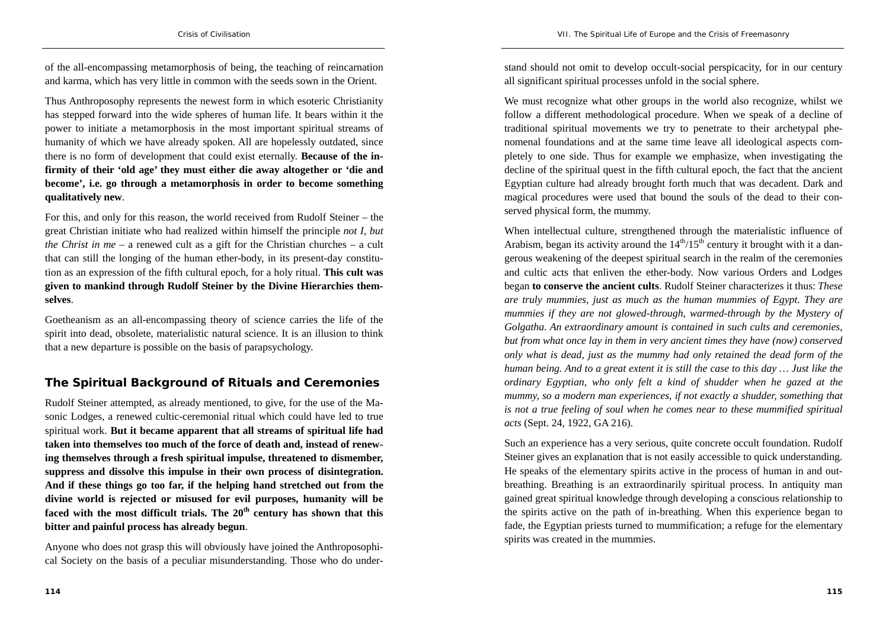of the all-encompassing metamorphosis of being, the teaching of reincarnation and karma, which has very little in common with the seeds sown in the Orient.

Thus Anthroposophy represents the newest form in which esoteric Christianity has stepped forward into the wide spheres of human life. It bears within it the power to initiate a metamorphosis in the most important spiritual streams of humanity of which we have already spoken. All are hopelessly outdated, since there is no form of development that could exist eternally. **Because of the infirmity of their 'old age' they must either die away altogether or 'die and become', i.e. go through a metamorphosis in order to become something qualitatively new**.

For this, and only for this reason, the world received from Rudolf Steiner – the great Christian initiate who had realized within himself the principle *not I, but the Christ in me* – a renewed cult as a gift for the Christian churches – a cult that can still the longing of the human ether-body, in its present-day constitution as an expression of the fifth cultural epoch, for a holy ritual. **This cult was given to mankind through Rudolf Steiner by the Divine Hierarchies themselves**.

Goetheanism as an all-encompassing theory of science carries the life of the spirit into dead, obsolete, materialistic natural science. It is an illusion to think that a new departure is possible on the basis of parapsychology.

## The Spiritual Background of Rituals and Ceremonies

Rudolf Steiner attempted, as already mentioned, to give, for the use of the Masonic Lodges, a renewed cultic-ceremonial ritual which could have led to true spiritual work. **But it became apparent that all streams of spiritual life had taken into themselves too much of the force of death and, instead of renewing themselves through a fresh spiritual impulse, threatened to dismember, suppress and dissolve this impulse in their own process of disintegration. And if these things go too far, if the helping hand stretched out from the divine world is rejected or misused for evil purposes, humanity will be faced with the most difficult trials. The 20th century has shown that this bitter and painful process has already begun**.

Anyone who does not grasp this will obviously have joined the Anthroposophical Society on the basis of a peculiar misunderstanding. Those who do understand should not omit to develop occult-social perspicacity, for in our century all significant spiritual processes unfold in the social sphere.

We must recognize what other groups in the world also recognize, whilst we follow a different methodological procedure. When we speak of a decline of traditional spiritual movements we try to penetrate to their archetypal phenomenal foundations and at the same time leave all ideological aspects completely to one side. Thus for example we emphasize, when investigating the decline of the spiritual quest in the fifth cultural epoch, the fact that the ancient Egyptian culture had already brought forth much that was decadent. Dark and magical procedures were used that bound the souls of the dead to their conserved physical form, the mummy.

When intellectual culture, strengthened through the materialistic influence of Arabism, began its activity around the 14th/15th century it brought with it a dangerous weakening of the deepest spiritual search in the realm of the ceremonies and cultic acts that enliven the ether-body. Now various Orders and Lodges began **to conserve the ancient cults**. Rudolf Steiner characterizes it thus: *These are truly mummies, just as much as the human mummies of Egypt. They are mummies if they are not glowed-through, warmed-through by the Mystery of Golgatha. An extraordinary amount is contained in such cults and ceremonies, but from what once lay in them in very ancient times they have (now) conserved only what is dead, just as the mummy had only retained the dead form of the human being. And to a great extent it is still the case to this day … Just like the ordinary Egyptian, who only felt a kind of shudder when he gazed at the mummy, so a modern man experiences, if not exactly a shudder, something that is not a true feeling of soul when he comes near to these mummified spiritual acts* (Sept. 24, 1922, GA 216).

Such an experience has a very serious, quite concrete occult foundation. Rudolf Steiner gives an explanation that is not easily accessible to quick understanding. He speaks of the elementary spirits active in the process of human in and out-breathing. Breathing is an extraordinarily spiritual process. In antiquity man gained great spiritual knowledge through developing a conscious relationship to the spirits active on the path of in-breathing. When this experience began to fade, the Egyptian priests turned to mummification; a refuge for the elementary spirits was created in the mummies.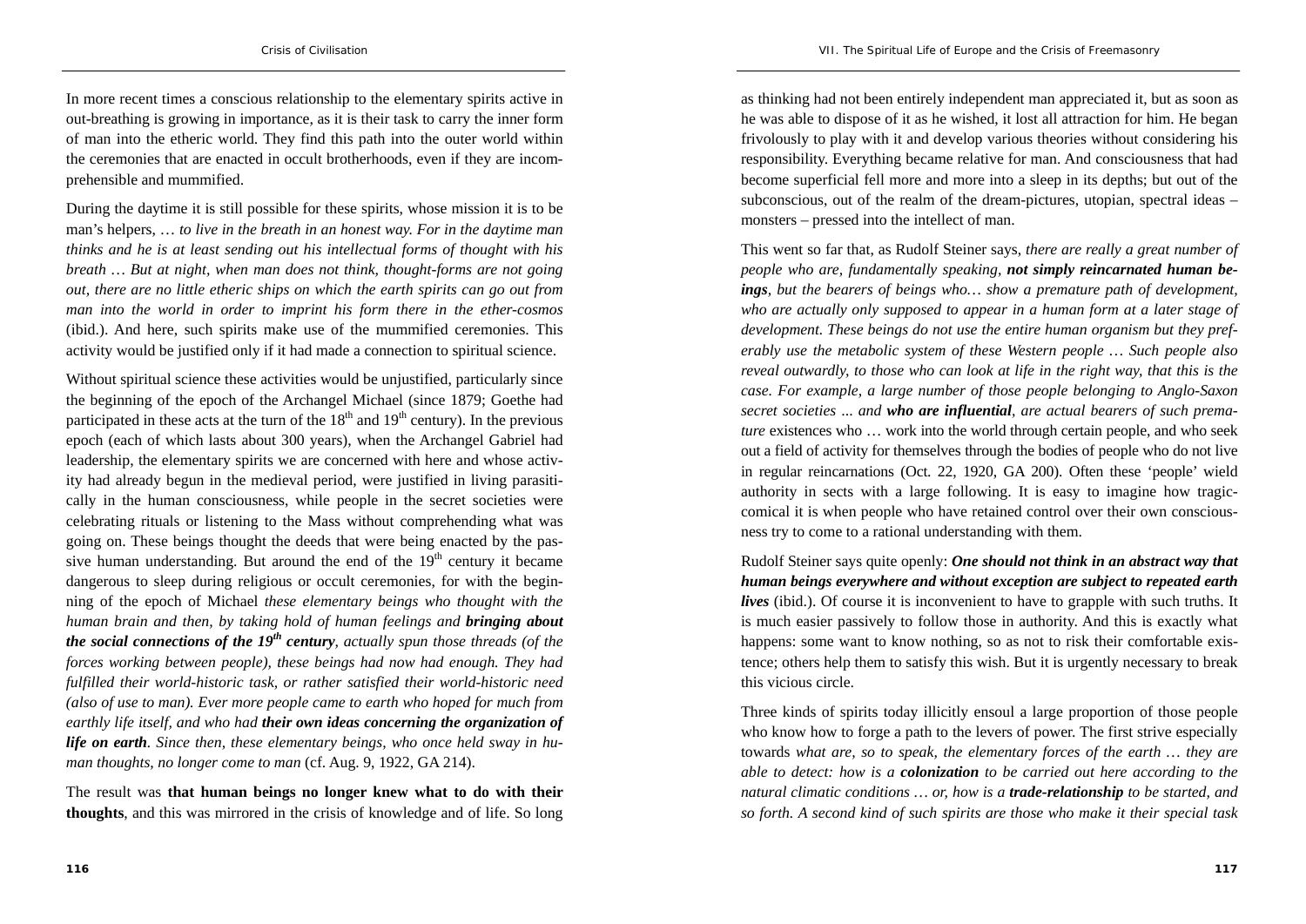In more recent times a conscious relationship to the elementary spirits active in out-breathing is growing in importance, as it is their task to carry the inner form of man into the etheric world. They find this path into the outer world within the ceremonies that are enacted in occult brotherhoods, even if they are incomprehensible and mummified.

During the daytime it is still possible for these spirits, whose mission it is to be man's helpers, … *to live in the breath in an honest way. For in the daytime man thinks and he is at least sending out his intellectual forms of thought with his breath … But at night, when man does not think, thought-forms are not going out, there are no little etheric ships on which the earth spirits can go out from man into the world in order to imprint his form there in the ether-cosmos* (ibid.). And here, such spirits make use of the mummified ceremonies. This activity would be justified only if it had made a connection to spiritual science.

Without spiritual science these activities would be unjustified, particularly since the beginning of the epoch of the Archangel Michael (since 1879; Goethe had participated in these acts at the turn of the 18th and 19th century). In the previous epoch (each of which lasts about 300 years), when the Archangel Gabriel had leadership, the elementary spirits we are concerned with here and whose activity had already begun in the medieval period, were justified in living parasitically in the human consciousness, while people in the secret societies were celebrating rituals or listening to the Mass without comprehending what was going on. These beings thought the deeds that were being enacted by the passive human understanding. But around the end of the 19th century it became dangerous to sleep during religious or occult ceremonies, for with the beginning of the epoch of Michael *these elementary beings who thought with the human brain and then, by taking hold of human feelings and* ***bringing about the social connections of the 19th century****, actually spun those threads (of the forces working between people), these beings had now had enough. They had fulfilled their world-historic task, or rather satisfied their world-historic need (also of use to man). Ever more people came to earth who hoped for much from earthly life itself, and who had* ***their own ideas concerning the organization of life on earth****. Since then, these elementary beings, who once held sway in human thoughts, no longer come to man* (cf. Aug. 9, 1922, GA 214).

The result was **that human beings no longer knew what to do with their thoughts**, and this was mirrored in the crisis of knowledge and of life. So long as thinking had not been entirely independent man appreciated it, but as soon as he was able to dispose of it as he wished, it lost all attraction for him. He began frivolously to play with it and develop various theories without considering his responsibility. Everything became relative for man. And consciousness that had become superficial fell more and more into a sleep in its depths; but out of the subconscious, out of the realm of the dream-pictures, utopian, spectral ideas – monsters – pressed into the intellect of man.

This went so far that, as Rudolf Steiner says, *there are really a great number of people who are, fundamentally speaking,* ***not simply reincarnated human beings****, but the bearers of beings who… show a premature path of development, who are actually only supposed to appear in a human form at a later stage of development. These beings do not use the entire human organism but they preferably use the metabolic system of these Western people … Such people also reveal outwardly, to those who can look at life in the right way, that this is the case. For example, a large number of those people belonging to Anglo-Saxon secret societies ... and* ***who are influential****, are actual bearers of such premature* existences who … work into the world through certain people, and who seek out a field of activity for themselves through the bodies of people who do not live in regular reincarnations (Oct. 22, 1920, GA 200). Often these 'people' wield authority in sects with a large following. It is easy to imagine how tragic-comical it is when people who have retained control over their own consciousness try to come to a rational understanding with them.

Rudolf Steiner says quite openly: ***One should not think in an abstract way that human beings everywhere and without exception are subject to repeated earth lives*** (ibid.). Of course it is inconvenient to have to grapple with such truths. It is much easier passively to follow those in authority. And this is exactly what happens: some want to know nothing, so as not to risk their comfortable existence; others help them to satisfy this wish. But it is urgently necessary to break this vicious circle.

Three kinds of spirits today illicitly ensoul a large proportion of those people who know how to forge a path to the levers of power. The first strive especially towards *what are, so to speak, the elementary forces of the earth … they are able to detect: how is a* ***colonization*** *to be carried out here according to the natural climatic conditions … or, how is a* ***trade-relationship*** *to be started, and so forth. A second kind of such spirits are those who make it their special task*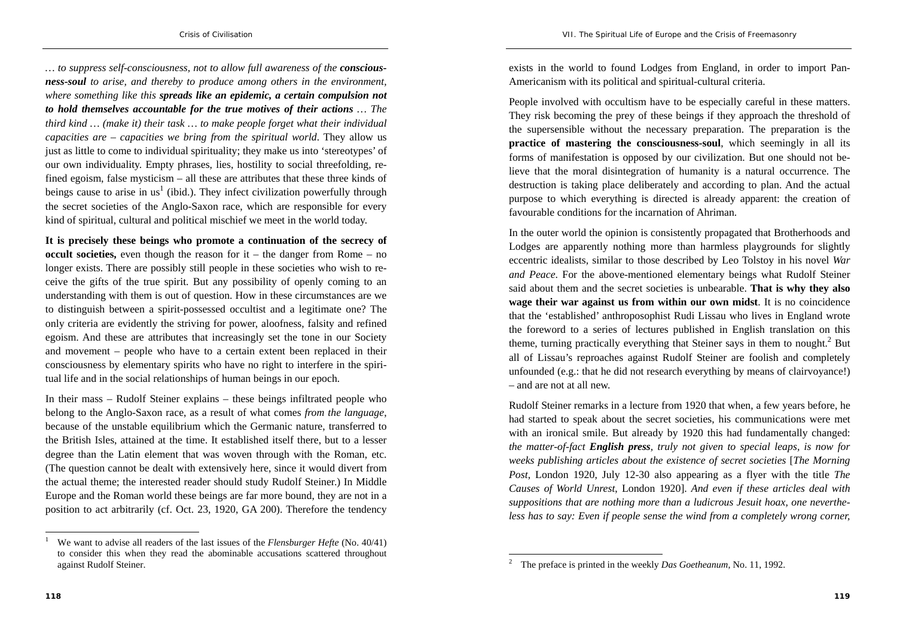… *to suppress self-consciousness, not to allow full awareness of the* ***consciousness-soul*** *to arise, and thereby to produce among others in the environment, where something like this* ***spreads like an epidemic, a certain compulsion not to hold themselves accountable for the true motives of their actions*** … *The third kind … (make it) their task … to make people forget what their individual capacities are – capacities we bring from the spiritual world*. They allow us just as little to come to individual spirituality; they make us into 'stereotypes' of our own individuality. Empty phrases, lies, hostility to social threefolding, refined egoism, false mysticism – all these are attributes that these three kinds of beings cause to arise in us[1] (ibid.). They infect civilization powerfully through the secret societies of the Anglo-Saxon race, which are responsible for every kind of spiritual, cultural and political mischief we meet in the world today.

**It is precisely these beings who promote a continuation of the secrecy of occult societies,** even though the reason for it – the danger from Rome – no longer exists. There are possibly still people in these societies who wish to receive the gifts of the true spirit. But any possibility of openly coming to an understanding with them is out of question. How in these circumstances are we to distinguish between a spirit-possessed occultist and a legitimate one? The only criteria are evidently the striving for power, aloofness, falsity and refined egoism. And these are attributes that increasingly set the tone in our Society and movement – people who have to a certain extent been replaced in their consciousness by elementary spirits who have no right to interfere in the spiritual life and in the social relationships of human beings in our epoch.

In their mass – Rudolf Steiner explains – these beings infiltrated people who belong to the Anglo-Saxon race, as a result of what comes *from the language*, because of the unstable equilibrium which the Germanic nature, transferred to the British Isles, attained at the time. It established itself there, but to a lesser degree than the Latin element that was woven through with the Roman, etc. (The question cannot be dealt with extensively here, since it would divert from the actual theme; the interested reader should study Rudolf Steiner.) In Middle Europe and the Roman world these beings are far more bound, they are not in a position to act arbitrarily (cf. Oct. 23, 1920, GA 200). Therefore the tendency exists in the world to found Lodges from England, in order to import Pan-Americanism with its political and spiritual-cultural criteria.

People involved with occultism have to be especially careful in these matters. They risk becoming the prey of these beings if they approach the threshold of the supersensible without the necessary preparation. The preparation is the **practice of mastering the consciousness-soul**, which seemingly in all its forms of manifestation is opposed by our civilization. But one should not believe that the moral disintegration of humanity is a natural occurrence. The destruction is taking place deliberately and according to plan. And the actual purpose to which everything is directed is already apparent: the creation of favourable conditions for the incarnation of Ahriman.

In the outer world the opinion is consistently propagated that Brotherhoods and Lodges are apparently nothing more than harmless playgrounds for slightly eccentric idealists, similar to those described by Leo Tolstoy in his novel *War and Peace*. For the above-mentioned elementary beings what Rudolf Steiner said about them and the secret societies is unbearable. **That is why they also wage their war against us from within our own midst**. It is no coincidence that the 'established' anthroposophist Rudi Lissau who lives in England wrote the foreword to a series of lectures published in English translation on this theme, turning practically everything that Steiner says in them to nought.[2] But all of Lissau's reproaches against Rudolf Steiner are foolish and completely unfounded (e.g.: that he did not research everything by means of clairvoyance!) – and are not at all new.

Rudolf Steiner remarks in a lecture from 1920 that when, a few years before, he had started to speak about the secret societies, his communications were met with an ironical smile. But already by 1920 this had fundamentally changed: *the matter-of-fact* ***English press****, truly not given to special leaps, is now for weeks publishing articles about the existence of secret societies* [*The Morning Post*, London 1920, July 12-30 also appearing as a flyer with the title *The Causes of World Unrest*, London 1920]. *And even if these articles deal with suppositions that are nothing more than a ludicrous Jesuit hoax, one nevertheless has to say: Even if people sense the wind from a completely wrong corner,*

---

[1] We want to advise all readers of the last issues of the *Flensburger Hefte* (No. 40/41) to consider this when they read the abominable accusations scattered throughout against Rudolf Steiner.

[2] The preface is printed in the weekly *Das Goetheanum*, No. 11, 1992.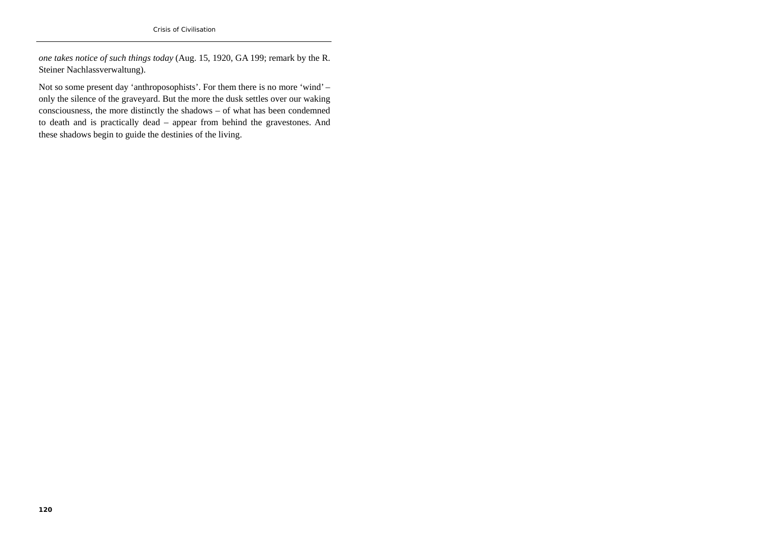*one takes notice of such things today* (Aug. 15, 1920, GA 199; remark by the R. Steiner Nachlassverwaltung).

Not so some present day 'anthroposophists'. For them there is no more 'wind' – only the silence of the graveyard. But the more the dusk settles over our waking consciousness, the more distinctly the shadows – of what has been condemned to death and is practically dead – appear from behind the gravestones. And these shadows begin to guide the destinies of the living.